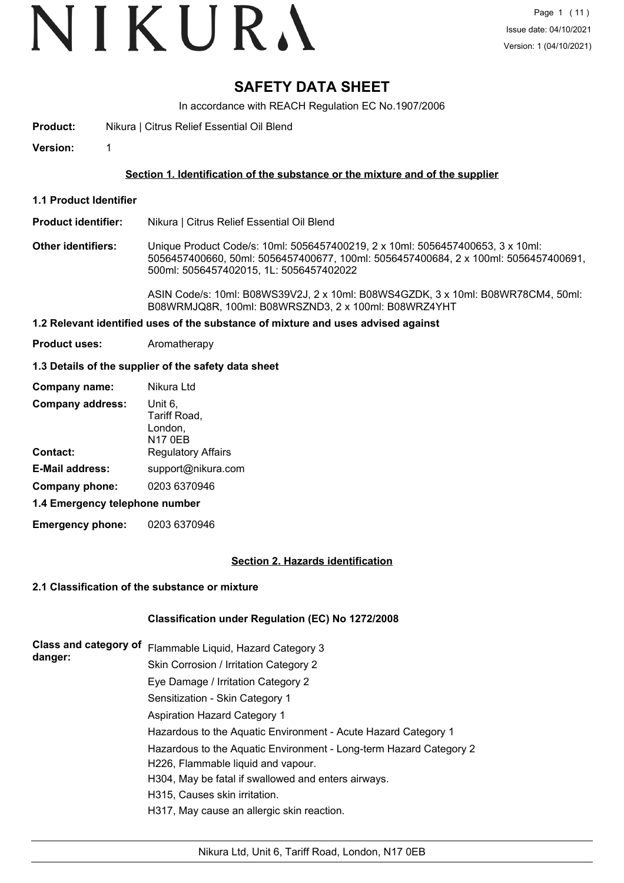# SAFETY DATA SHEET

In accordance with REACH Regulation EC No.1907/2006

**Product:** Nikura | Citrus Relief Essential Oil Blend

**Version:** 1

## Section 1. Identification of the substance or the mixture and of the supplier

### 1.1 Product Identifier

**Product identifier:** Nikura | Citrus Relief Essential Oil Blend

**Other identifiers:** Unique Product Code/s: 10ml: 5056457400219, 2 x 10ml: 5056457400653, 3 x 10ml: 5056457400660, 50ml: 5056457400677, 100ml: 5056457400684, 2 x 100ml: 5056457400691, 500ml: 5056457402015, 1L: 5056457402022

ASIN Code/s: 10ml: B08WS39V2J, 2 x 10ml: B08WS4GZDK, 3 x 10ml: B08WR78CM4, 50ml: B08WRMJQ8R, 100ml: B08WRSZND3, 2 x 100ml: B08WRZ4YHT

### 1.2 Relevant identified uses of the substance of mixture and uses advised against

**Product uses:** Aromatherapy

### 1.3 Details of the supplier of the safety data sheet

**Company name:** Nikura Ltd

**Company address:** Unit 6, Tariff Road, London, N17 0EB

**Contact:** Regulatory Affairs

**E-Mail address:** support@nikura.com

**Company phone:** 0203 6370946

### 1.4 Emergency telephone number

**Emergency phone:** 0203 6370946

## Section 2. Hazards identification

### 2.1 Classification of the substance or mixture

**Classification under Regulation (EC) No 1272/2008**

**Class and category of danger:**

Flammable Liquid, Hazard Category 3
Skin Corrosion / Irritation Category 2
Eye Damage / Irritation Category 2
Sensitization - Skin Category 1
Aspiration Hazard Category 1
Hazardous to the Aquatic Environment - Acute Hazard Category 1
Hazardous to the Aquatic Environment - Long-term Hazard Category 2
H226, Flammable liquid and vapour.
H304, May be fatal if swallowed and enters airways.
H315, Causes skin irritation.
H317, May cause an allergic skin reaction.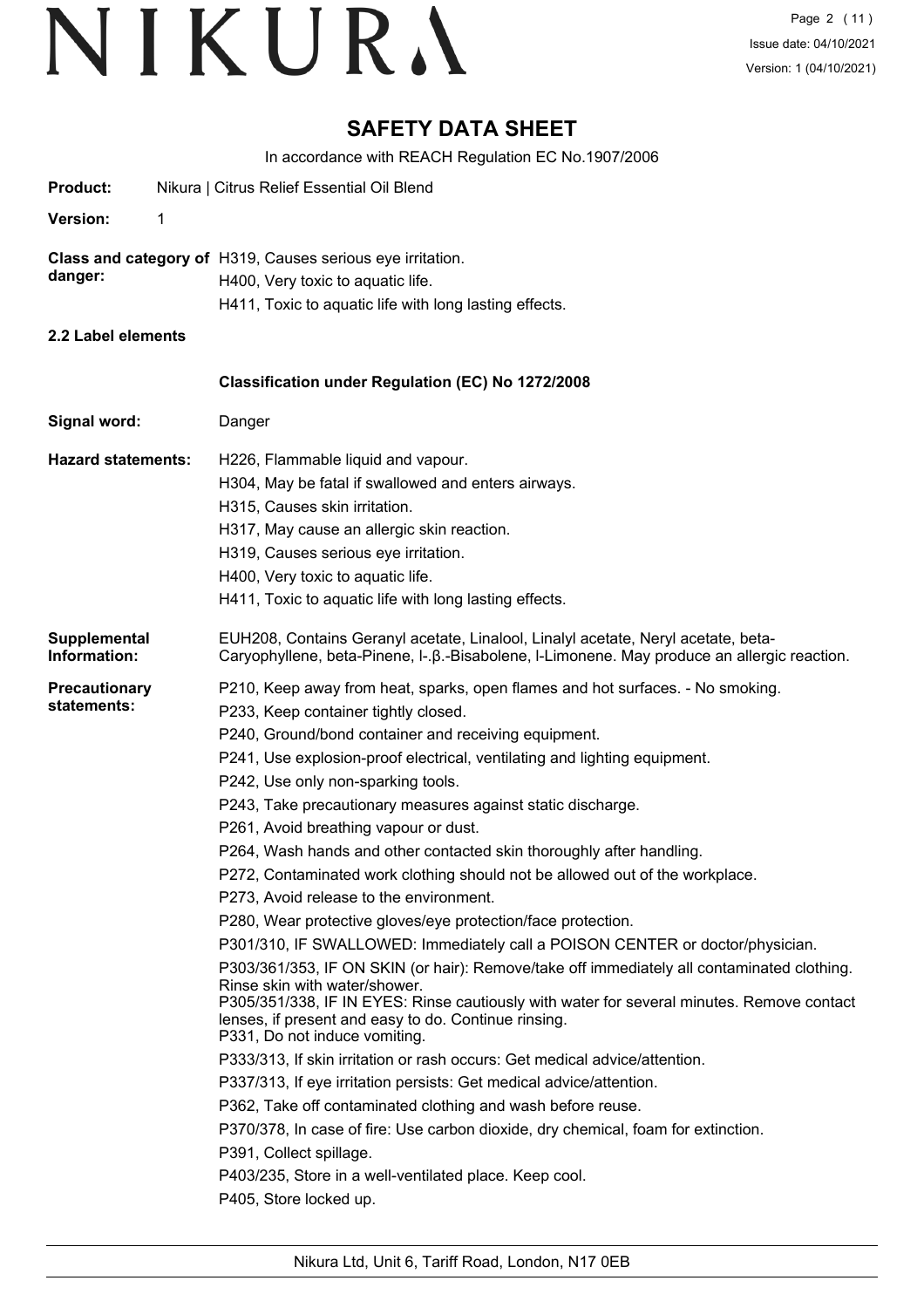# SAFETY DATA SHEET

In accordance with REACH Regulation EC No.1907/2006

**Product:** Nikura | Citrus Relief Essential Oil Blend

**Version:** 1

**Class and category of danger:**
H319, Causes serious eye irritation.
H400, Very toxic to aquatic life.
H411, Toxic to aquatic life with long lasting effects.

**2.2 Label elements**

**Classification under Regulation (EC) No 1272/2008**

**Signal word:** Danger

**Hazard statements:**
H226, Flammable liquid and vapour.
H304, May be fatal if swallowed and enters airways.
H315, Causes skin irritation.
H317, May cause an allergic skin reaction.
H319, Causes serious eye irritation.
H400, Very toxic to aquatic life.
H411, Toxic to aquatic life with long lasting effects.

**Supplemental Information:**
EUH208, Contains Geranyl acetate, Linalool, Linalyl acetate, Neryl acetate, beta-Caryophyllene, beta-Pinene, l-.β.-Bisabolene, l-Limonene. May produce an allergic reaction.

**Precautionary statements:**
P210, Keep away from heat, sparks, open flames and hot surfaces. - No smoking.
P233, Keep container tightly closed.
P240, Ground/bond container and receiving equipment.
P241, Use explosion-proof electrical, ventilating and lighting equipment.
P242, Use only non-sparking tools.
P243, Take precautionary measures against static discharge.
P261, Avoid breathing vapour or dust.
P264, Wash hands and other contacted skin thoroughly after handling.
P272, Contaminated work clothing should not be allowed out of the workplace.
P273, Avoid release to the environment.
P280, Wear protective gloves/eye protection/face protection.
P301/310, IF SWALLOWED: Immediately call a POISON CENTER or doctor/physician.
P303/361/353, IF ON SKIN (or hair): Remove/take off immediately all contaminated clothing. Rinse skin with water/shower.
P305/351/338, IF IN EYES: Rinse cautiously with water for several minutes. Remove contact lenses, if present and easy to do. Continue rinsing.
P331, Do not induce vomiting.
P333/313, If skin irritation or rash occurs: Get medical advice/attention.
P337/313, If eye irritation persists: Get medical advice/attention.
P362, Take off contaminated clothing and wash before reuse.
P370/378, In case of fire: Use carbon dioxide, dry chemical, foam for extinction.
P391, Collect spillage.
P403/235, Store in a well-ventilated place. Keep cool.
P405, Store locked up.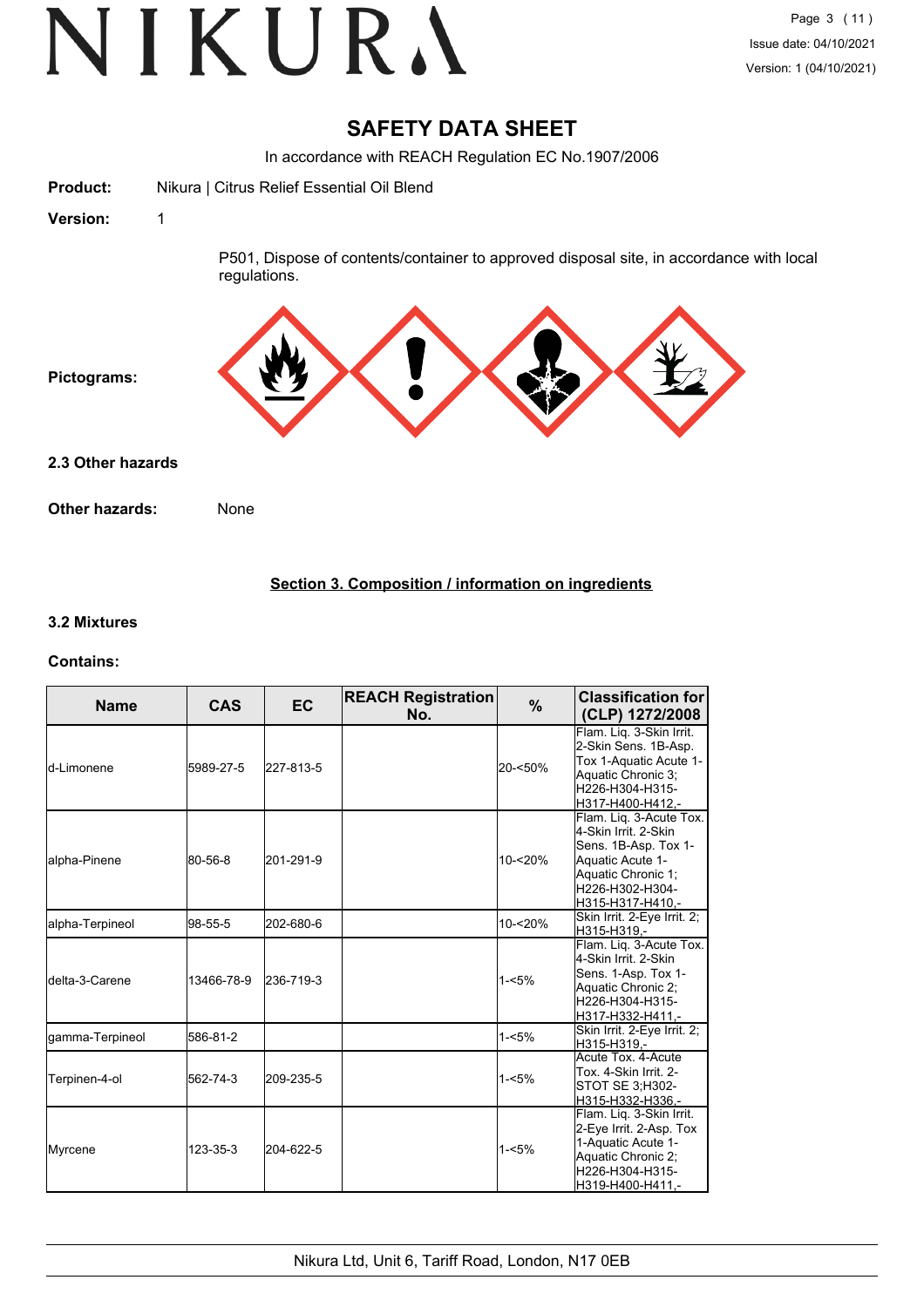# SAFETY DATA SHEET

In accordance with REACH Regulation EC No.1907/2006

**Product:** Nikura | Citrus Relief Essential Oil Blend

**Version:** 1

P501, Dispose of contents/container to approved disposal site, in accordance with local regulations.

**Pictograms:**

### 2.3 Other hazards

**Other hazards:** None

## Section 3. Composition / information on ingredients

### 3.2 Mixtures

**Contains:**

| Name | CAS | EC | REACH Registration No. | % | Classification for (CLP) 1272/2008 |
|---|---|---|---|---|---|
| d-Limonene | 5989-27-5 | 227-813-5 | | 20-<50% | Flam. Liq. 3-Skin Irrit. 2-Skin Sens. 1B-Asp. Tox 1-Aquatic Acute 1-Aquatic Chronic 3;H226-H304-H315-H317-H400-H412,- |
| alpha-Pinene | 80-56-8 | 201-291-9 | | 10-<20% | Flam. Liq. 3-Acute Tox. 4-Skin Irrit. 2-Skin Sens. 1B-Asp. Tox 1-Aquatic Acute 1-Aquatic Chronic 1;H226-H302-H304-H315-H317-H410,- |
| alpha-Terpineol | 98-55-5 | 202-680-6 | | 10-<20% | Skin Irrit. 2-Eye Irrit. 2;H315-H319,- |
| delta-3-Carene | 13466-78-9 | 236-719-3 | | 1-<5% | Flam. Liq. 3-Acute Tox. 4-Skin Irrit. 2-Skin Sens. 1-Asp. Tox 1-Aquatic Chronic 2;H226-H304-H315-H317-H332-H411,- |
| gamma-Terpineol | 586-81-2 | | | 1-<5% | Skin Irrit. 2-Eye Irrit. 2;H315-H319,- |
| Terpinen-4-ol | 562-74-3 | 209-235-5 | | 1-<5% | Acute Tox. 4-Acute Tox. 4-Skin Irrit. 2-STOT SE 3;H302-H315-H332-H336,- |
| Myrcene | 123-35-3 | 204-622-5 | | 1-<5% | Flam. Liq. 3-Skin Irrit. 2-Eye Irrit. 2-Asp. Tox 1-Aquatic Acute 1-Aquatic Chronic 2;H226-H304-H315-H319-H400-H411,- |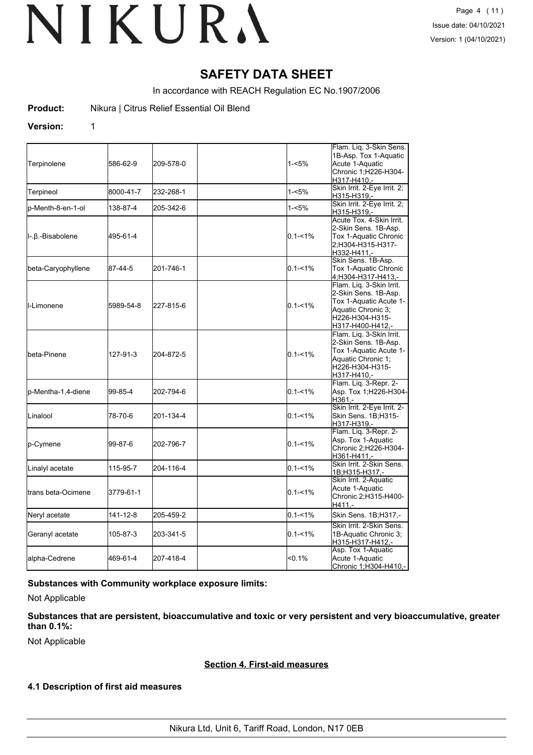# SAFETY DATA SHEET

In accordance with REACH Regulation EC No.1907/2006

**Product:** Nikura | Citrus Relief Essential Oil Blend

**Version:** 1

| | | | | | |
|---|---|---|---|---|---|
| Terpinolene | 586-62-9 | 209-578-0 | | 1-<5% | Flam. Liq. 3-Skin Sens. 1B-Asp. Tox 1-Aquatic Acute 1-Aquatic Chronic 1;H226-H304-H317-H410,- |
| Terpineol | 8000-41-7 | 232-268-1 | | 1-<5% | Skin Irrit. 2-Eye Irrit. 2;H315-H319,- |
| p-Menth-8-en-1-ol | 138-87-4 | 205-342-6 | | 1-<5% | Skin Irrit. 2-Eye Irrit. 2;H315-H319,- |
| l-.β.-Bisabolene | 495-61-4 | | | 0.1-<1% | Acute Tox. 4-Skin Irrit. 2-Skin Sens. 1B-Asp. Tox 1-Aquatic Chronic 2;H304-H315-H317-H332-H411,- |
| beta-Caryophyllene | 87-44-5 | 201-746-1 | | 0.1-<1% | Skin Sens. 1B-Asp. Tox 1-Aquatic Chronic 4;H304-H317-H413,- |
| l-Limonene | 5989-54-8 | 227-815-6 | | 0.1-<1% | Flam. Liq. 3-Skin Irrit. 2-Skin Sens. 1B-Asp. Tox 1-Aquatic Acute 1-Aquatic Chronic 3;H226-H304-H315-H317-H400-H412,- |
| beta-Pinene | 127-91-3 | 204-872-5 | | 0.1-<1% | Flam. Liq. 3-Skin Irrit. 2-Skin Sens. 1B-Asp. Tox 1-Aquatic Acute 1-Aquatic Chronic 1;H226-H304-H315-H317-H410,- |
| p-Mentha-1,4-diene | 99-85-4 | 202-794-6 | | 0.1-<1% | Flam. Liq. 3-Repr. 2-Asp. Tox 1;H226-H304-H361,- |
| Linalool | 78-70-6 | 201-134-4 | | 0.1-<1% | Skin Irrit. 2-Eye Irrit. 2-Skin Sens. 1B;H315-H317-H319,- |
| p-Cymene | 99-87-6 | 202-796-7 | | 0.1-<1% | Flam. Liq. 3-Repr. 2-Asp. Tox 1-Aquatic Chronic 2;H226-H304-H361-H411,- |
| Linalyl acetate | 115-95-7 | 204-116-4 | | 0.1-<1% | Skin Irrit. 2-Skin Sens. 1B;H315-H317,- |
| trans beta-Ocimene | 3779-61-1 | | | 0.1-<1% | Skin Irrit. 2-Aquatic Acute 1-Aquatic Chronic 2;H315-H400-H411,- |
| Neryl acetate | 141-12-8 | 205-459-2 | | 0.1-<1% | Skin Sens. 1B;H317,- |
| Geranyl acetate | 105-87-3 | 203-341-5 | | 0.1-<1% | Skin Irrit. 2-Skin Sens. 1B-Aquatic Chronic 3;H315-H317-H412,- |
| alpha-Cedrene | 469-61-4 | 207-418-4 | | <0.1% | Asp. Tox 1-Aquatic Acute 1-Aquatic Chronic 1;H304-H410,- |

**Substances with Community workplace exposure limits:**

Not Applicable

**Substances that are persistent, bioaccumulative and toxic or very persistent and very bioaccumulative, greater than 0.1%:**

Not Applicable

## Section 4. First-aid measures

### 4.1 Description of first aid measures

Nikura Ltd, Unit 6, Tariff Road, London, N17 0EB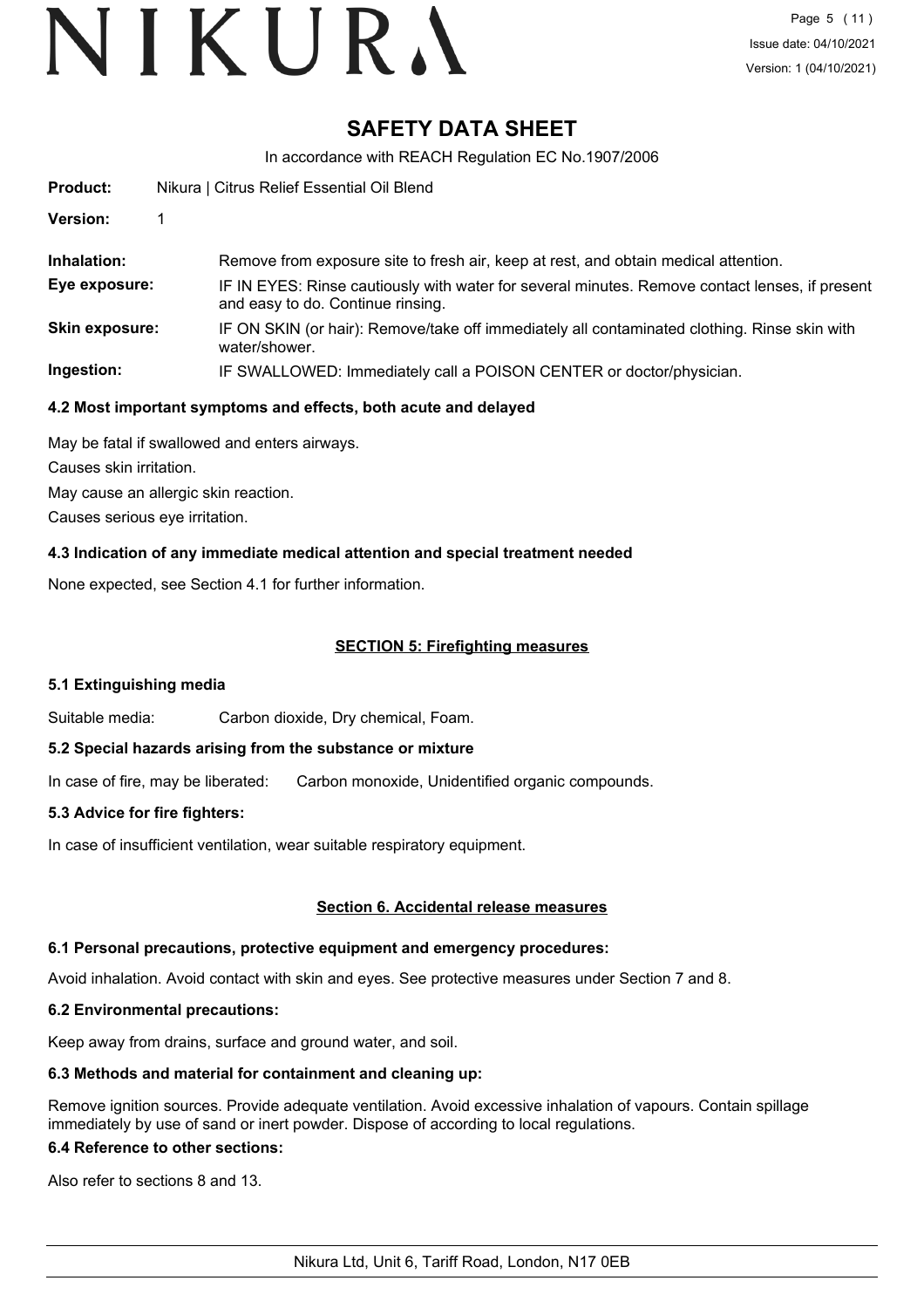**Product:** Nikura | Citrus Relief Essential Oil Blend

**Version:** 1

| | |
|---|---|
| **Inhalation:** | Remove from exposure site to fresh air, keep at rest, and obtain medical attention. |
| **Eye exposure:** | IF IN EYES: Rinse cautiously with water for several minutes. Remove contact lenses, if present and easy to do. Continue rinsing. |
| **Skin exposure:** | IF ON SKIN (or hair): Remove/take off immediately all contaminated clothing. Rinse skin with water/shower. |
| **Ingestion:** | IF SWALLOWED: Immediately call a POISON CENTER or doctor/physician. |

### 4.2 Most important symptoms and effects, both acute and delayed

May be fatal if swallowed and enters airways.

Causes skin irritation.

May cause an allergic skin reaction.

Causes serious eye irritation.

### 4.3 Indication of any immediate medical attention and special treatment needed

None expected, see Section 4.1 for further information.

## SECTION 5: Firefighting measures

### 5.1 Extinguishing media

Suitable media: Carbon dioxide, Dry chemical, Foam.

### 5.2 Special hazards arising from the substance or mixture

In case of fire, may be liberated: Carbon monoxide, Unidentified organic compounds.

### 5.3 Advice for fire fighters:

In case of insufficient ventilation, wear suitable respiratory equipment.

## Section 6. Accidental release measures

### 6.1 Personal precautions, protective equipment and emergency procedures:

Avoid inhalation. Avoid contact with skin and eyes. See protective measures under Section 7 and 8.

### 6.2 Environmental precautions:

Keep away from drains, surface and ground water, and soil.

### 6.3 Methods and material for containment and cleaning up:

Remove ignition sources. Provide adequate ventilation. Avoid excessive inhalation of vapours. Contain spillage immediately by use of sand or inert powder. Dispose of according to local regulations.

### 6.4 Reference to other sections:

Also refer to sections 8 and 13.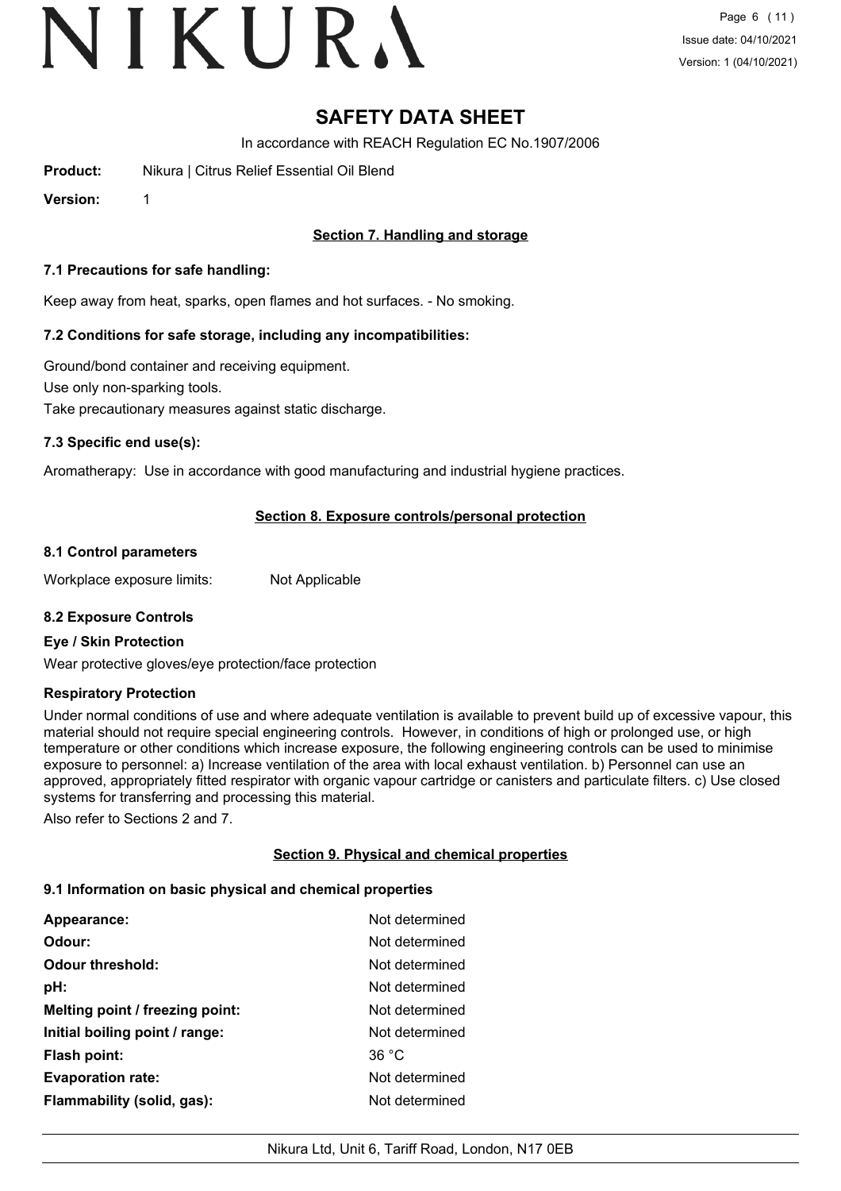# SAFETY DATA SHEET

In accordance with REACH Regulation EC No.1907/2006

**Product:** Nikura | Citrus Relief Essential Oil Blend

**Version:** 1

## Section 7. Handling and storage

### 7.1 Precautions for safe handling:

Keep away from heat, sparks, open flames and hot surfaces. - No smoking.

### 7.2 Conditions for safe storage, including any incompatibilities:

Ground/bond container and receiving equipment.

Use only non-sparking tools.

Take precautionary measures against static discharge.

### 7.3 Specific end use(s):

Aromatherapy: Use in accordance with good manufacturing and industrial hygiene practices.

## Section 8. Exposure controls/personal protection

### 8.1 Control parameters

Workplace exposure limits: Not Applicable

### 8.2 Exposure Controls

**Eye / Skin Protection**

Wear protective gloves/eye protection/face protection

**Respiratory Protection**

Under normal conditions of use and where adequate ventilation is available to prevent build up of excessive vapour, this material should not require special engineering controls. However, in conditions of high or prolonged use, or high temperature or other conditions which increase exposure, the following engineering controls can be used to minimise exposure to personnel: a) Increase ventilation of the area with local exhaust ventilation. b) Personnel can use an approved, appropriately fitted respirator with organic vapour cartridge or canisters and particulate filters. c) Use closed systems for transferring and processing this material.

Also refer to Sections 2 and 7.

## Section 9. Physical and chemical properties

### 9.1 Information on basic physical and chemical properties

| | |
|---|---|
| **Appearance:** | Not determined |
| **Odour:** | Not determined |
| **Odour threshold:** | Not determined |
| **pH:** | Not determined |
| **Melting point / freezing point:** | Not determined |
| **Initial boiling point / range:** | Not determined |
| **Flash point:** | 36 °C |
| **Evaporation rate:** | Not determined |
| **Flammability (solid, gas):** | Not determined |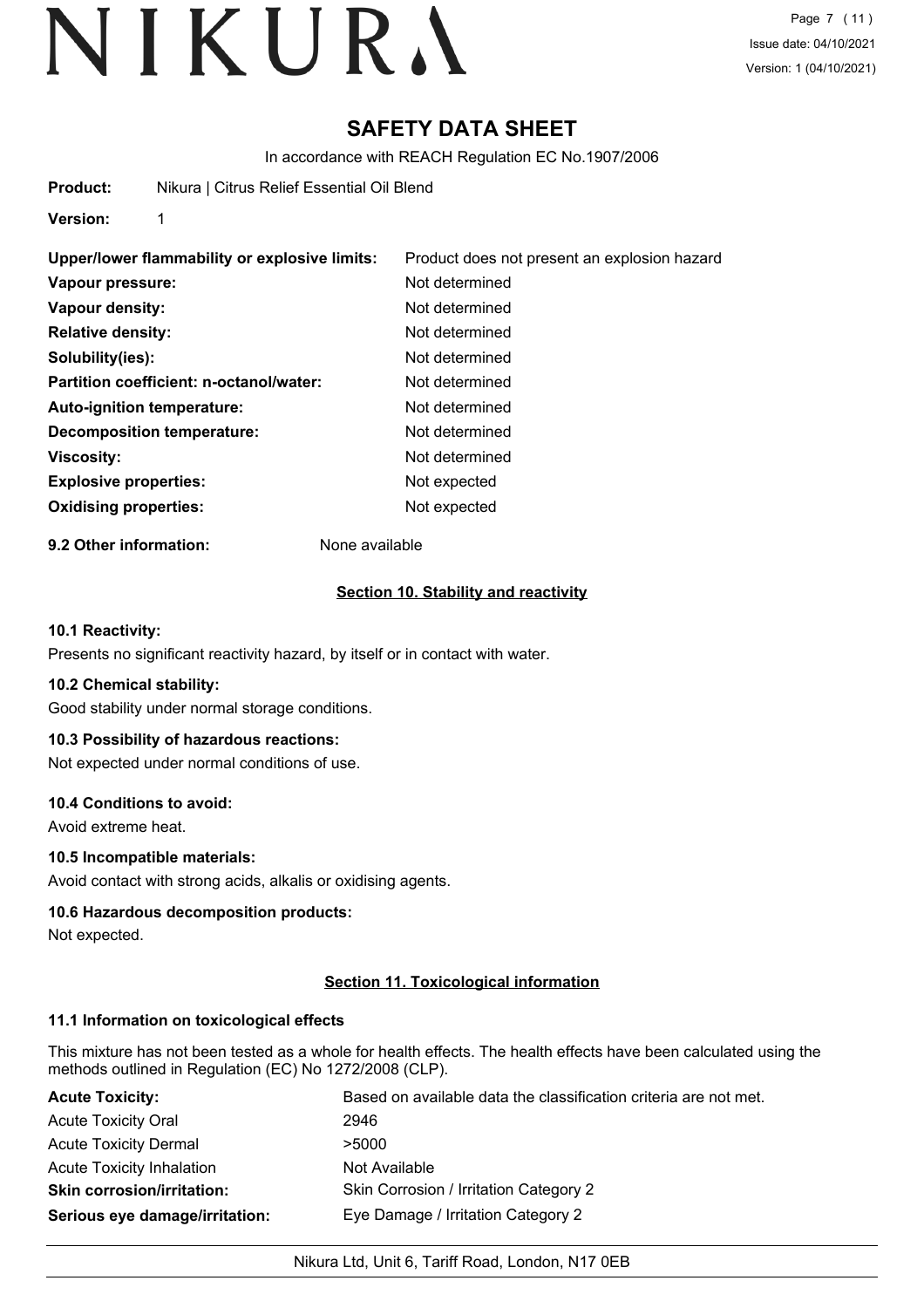# SAFETY DATA SHEET

In accordance with REACH Regulation EC No.1907/2006

**Product:** Nikura | Citrus Relief Essential Oil Blend

**Version:** 1

| | |
|---|---|
| **Upper/lower flammability or explosive limits:** | Product does not present an explosion hazard |
| **Vapour pressure:** | Not determined |
| **Vapour density:** | Not determined |
| **Relative density:** | Not determined |
| **Solubility(ies):** | Not determined |
| **Partition coefficient: n-octanol/water:** | Not determined |
| **Auto-ignition temperature:** | Not determined |
| **Decomposition temperature:** | Not determined |
| **Viscosity:** | Not determined |
| **Explosive properties:** | Not expected |
| **Oxidising properties:** | Not expected |

**9.2 Other information:** None available

## Section 10. Stability and reactivity

### 10.1 Reactivity:

Presents no significant reactivity hazard, by itself or in contact with water.

### 10.2 Chemical stability:

Good stability under normal storage conditions.

### 10.3 Possibility of hazardous reactions:

Not expected under normal conditions of use.

### 10.4 Conditions to avoid:

Avoid extreme heat.

### 10.5 Incompatible materials:

Avoid contact with strong acids, alkalis or oxidising agents.

### 10.6 Hazardous decomposition products:

Not expected.

## Section 11. Toxicological information

### 11.1 Information on toxicological effects

This mixture has not been tested as a whole for health effects. The health effects have been calculated using the methods outlined in Regulation (EC) No 1272/2008 (CLP).

| | |
|---|---|
| **Acute Toxicity:** | Based on available data the classification criteria are not met. |
| Acute Toxicity Oral | 2946 |
| Acute Toxicity Dermal | >5000 |
| Acute Toxicity Inhalation | Not Available |
| **Skin corrosion/irritation:** | Skin Corrosion / Irritation Category 2 |
| **Serious eye damage/irritation:** | Eye Damage / Irritation Category 2 |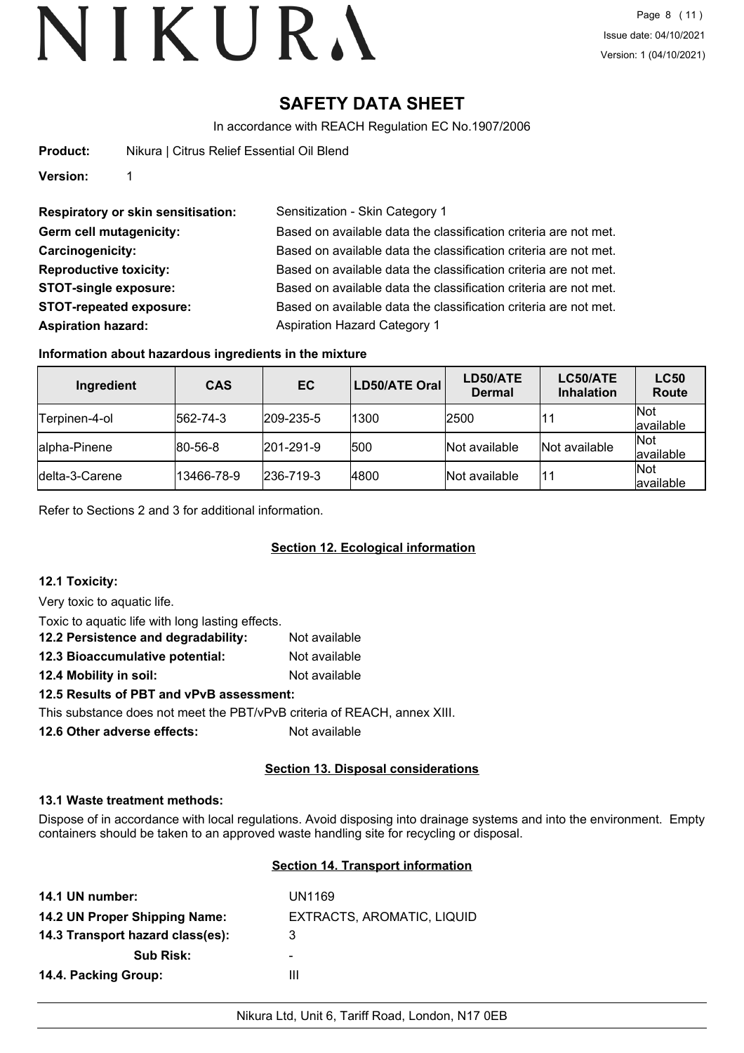# SAFETY DATA SHEET

In accordance with REACH Regulation EC No.1907/2006

**Product:** Nikura | Citrus Relief Essential Oil Blend

**Version:** 1

**Respiratory or skin sensitisation:** Sensitization - Skin Category 1

**Germ cell mutagenicity:** Based on available data the classification criteria are not met.

**Carcinogenicity:** Based on available data the classification criteria are not met.

**Reproductive toxicity:** Based on available data the classification criteria are not met.

**STOT-single exposure:** Based on available data the classification criteria are not met.

**STOT-repeated exposure:** Based on available data the classification criteria are not met.

**Aspiration hazard:** Aspiration Hazard Category 1

### Information about hazardous ingredients in the mixture

| Ingredient | CAS | EC | LD50/ATE Oral | LD50/ATE Dermal | LC50/ATE Inhalation | LC50 Route |
|---|---|---|---|---|---|---|
| Terpinen-4-ol | 562-74-3 | 209-235-5 | 1300 | 2500 | 11 | Not available |
| alpha-Pinene | 80-56-8 | 201-291-9 | 500 | Not available | Not available | Not available |
| delta-3-Carene | 13466-78-9 | 236-719-3 | 4800 | Not available | 11 | Not available |

Refer to Sections 2 and 3 for additional information.

## Section 12. Ecological information

### 12.1 Toxicity:

Very toxic to aquatic life.

Toxic to aquatic life with long lasting effects.

**12.2 Persistence and degradability:** Not available

**12.3 Bioaccumulative potential:** Not available

**12.4 Mobility in soil:** Not available

**12.5 Results of PBT and vPvB assessment:**

This substance does not meet the PBT/vPvB criteria of REACH, annex XIII.

**12.6 Other adverse effects:** Not available

## Section 13. Disposal considerations

### 13.1 Waste treatment methods:

Dispose of in accordance with local regulations. Avoid disposing into drainage systems and into the environment. Empty containers should be taken to an approved waste handling site for recycling or disposal.

## Section 14. Transport information

**14.1 UN number:** UN1169

**14.2 UN Proper Shipping Name:** EXTRACTS, AROMATIC, LIQUID

**14.3 Transport hazard class(es):** 3

**Sub Risk:** -

**14.4. Packing Group:** III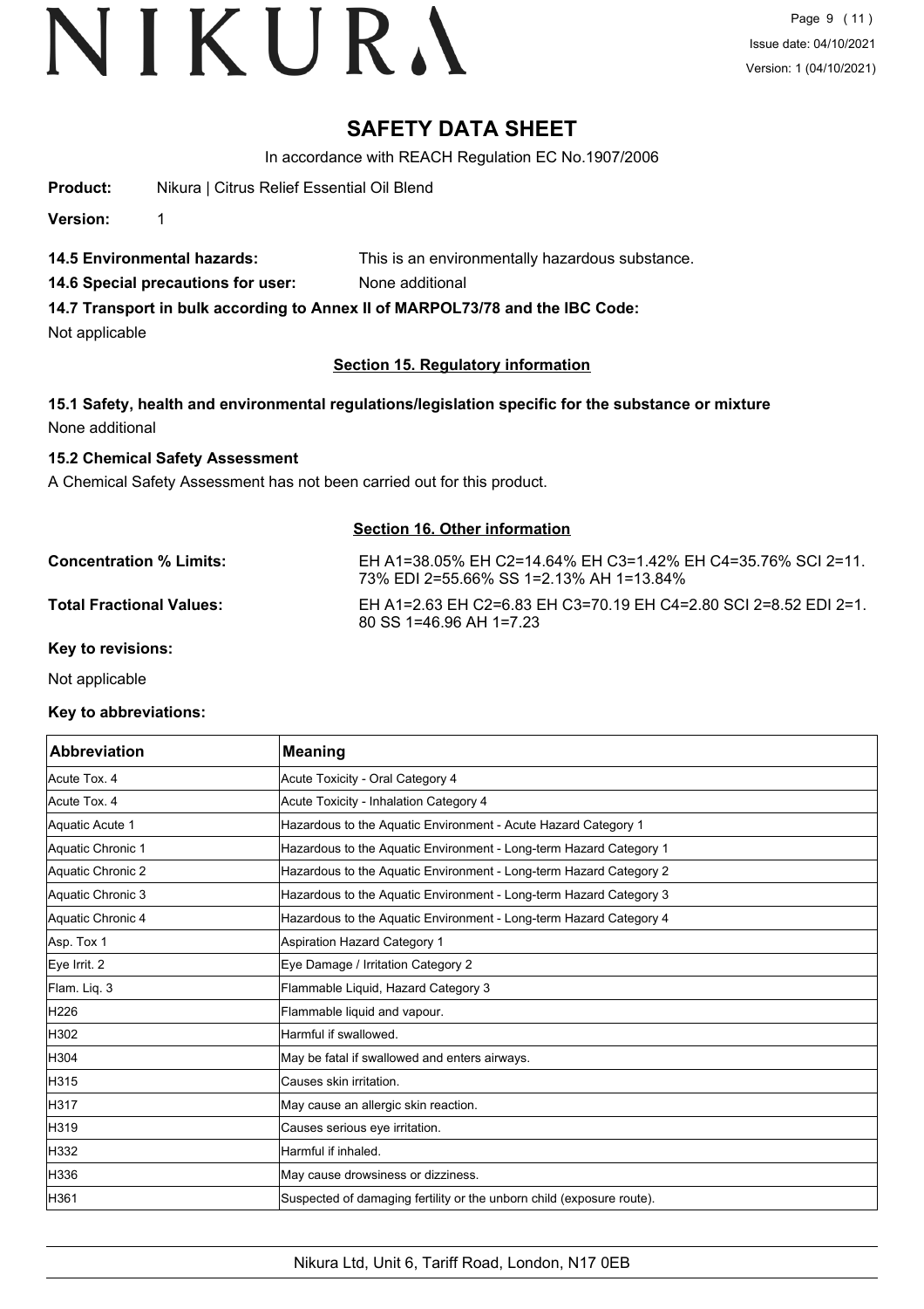# SAFETY DATA SHEET

In accordance with REACH Regulation EC No.1907/2006

**Product:** Nikura | Citrus Relief Essential Oil Blend

**Version:** 1

**14.5 Environmental hazards:** This is an environmentally hazardous substance.

**14.6 Special precautions for user:** None additional

**14.7 Transport in bulk according to Annex II of MARPOL73/78 and the IBC Code:**

Not applicable

## Section 15. Regulatory information

**15.1 Safety, health and environmental regulations/legislation specific for the substance or mixture**

None additional

**15.2 Chemical Safety Assessment**

A Chemical Safety Assessment has not been carried out for this product.

## Section 16. Other information

**Concentration % Limits:** EH A1=38.05% EH C2=14.64% EH C3=1.42% EH C4=35.76% SCI 2=11.73% EDI 2=55.66% SS 1=2.13% AH 1=13.84%

**Total Fractional Values:** EH A1=2.63 EH C2=6.83 EH C3=70.19 EH C4=2.80 SCI 2=8.52 EDI 2=1.80 SS 1=46.96 AH 1=7.23

**Key to revisions:**

Not applicable

**Key to abbreviations:**

| Abbreviation | Meaning |
|---|---|
| Acute Tox. 4 | Acute Toxicity - Oral Category 4 |
| Acute Tox. 4 | Acute Toxicity - Inhalation Category 4 |
| Aquatic Acute 1 | Hazardous to the Aquatic Environment - Acute Hazard Category 1 |
| Aquatic Chronic 1 | Hazardous to the Aquatic Environment - Long-term Hazard Category 1 |
| Aquatic Chronic 2 | Hazardous to the Aquatic Environment - Long-term Hazard Category 2 |
| Aquatic Chronic 3 | Hazardous to the Aquatic Environment - Long-term Hazard Category 3 |
| Aquatic Chronic 4 | Hazardous to the Aquatic Environment - Long-term Hazard Category 4 |
| Asp. Tox 1 | Aspiration Hazard Category 1 |
| Eye Irrit. 2 | Eye Damage / Irritation Category 2 |
| Flam. Liq. 3 | Flammable Liquid, Hazard Category 3 |
| H226 | Flammable liquid and vapour. |
| H302 | Harmful if swallowed. |
| H304 | May be fatal if swallowed and enters airways. |
| H315 | Causes skin irritation. |
| H317 | May cause an allergic skin reaction. |
| H319 | Causes serious eye irritation. |
| H332 | Harmful if inhaled. |
| H336 | May cause drowsiness or dizziness. |
| H361 | Suspected of damaging fertility or the unborn child (exposure route). |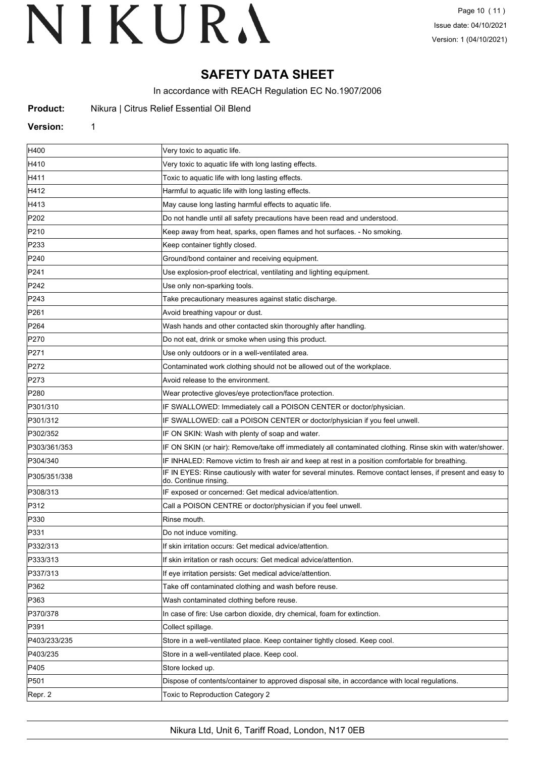# SAFETY DATA SHEET

In accordance with REACH Regulation EC No.1907/2006

**Product:** Nikura | Citrus Relief Essential Oil Blend

**Version:** 1

| | |
|---|---|
| H400 | Very toxic to aquatic life. |
| H410 | Very toxic to aquatic life with long lasting effects. |
| H411 | Toxic to aquatic life with long lasting effects. |
| H412 | Harmful to aquatic life with long lasting effects. |
| H413 | May cause long lasting harmful effects to aquatic life. |
| P202 | Do not handle until all safety precautions have been read and understood. |
| P210 | Keep away from heat, sparks, open flames and hot surfaces. - No smoking. |
| P233 | Keep container tightly closed. |
| P240 | Ground/bond container and receiving equipment. |
| P241 | Use explosion-proof electrical, ventilating and lighting equipment. |
| P242 | Use only non-sparking tools. |
| P243 | Take precautionary measures against static discharge. |
| P261 | Avoid breathing vapour or dust. |
| P264 | Wash hands and other contacted skin thoroughly after handling. |
| P270 | Do not eat, drink or smoke when using this product. |
| P271 | Use only outdoors or in a well-ventilated area. |
| P272 | Contaminated work clothing should not be allowed out of the workplace. |
| P273 | Avoid release to the environment. |
| P280 | Wear protective gloves/eye protection/face protection. |
| P301/310 | IF SWALLOWED: Immediately call a POISON CENTER or doctor/physician. |
| P301/312 | IF SWALLOWED: call a POISON CENTER or doctor/physician if you feel unwell. |
| P302/352 | IF ON SKIN: Wash with plenty of soap and water. |
| P303/361/353 | IF ON SKIN (or hair): Remove/take off immediately all contaminated clothing. Rinse skin with water/shower. |
| P304/340 | IF INHALED: Remove victim to fresh air and keep at rest in a position comfortable for breathing. |
| P305/351/338 | IF IN EYES: Rinse cautiously with water for several minutes. Remove contact lenses, if present and easy to do. Continue rinsing. |
| P308/313 | IF exposed or concerned: Get medical advice/attention. |
| P312 | Call a POISON CENTRE or doctor/physician if you feel unwell. |
| P330 | Rinse mouth. |
| P331 | Do not induce vomiting. |
| P332/313 | If skin irritation occurs: Get medical advice/attention. |
| P333/313 | If skin irritation or rash occurs: Get medical advice/attention. |
| P337/313 | If eye irritation persists: Get medical advice/attention. |
| P362 | Take off contaminated clothing and wash before reuse. |
| P363 | Wash contaminated clothing before reuse. |
| P370/378 | In case of fire: Use carbon dioxide, dry chemical, foam for extinction. |
| P391 | Collect spillage. |
| P403/233/235 | Store in a well-ventilated place. Keep container tightly closed. Keep cool. |
| P403/235 | Store in a well-ventilated place. Keep cool. |
| P405 | Store locked up. |
| P501 | Dispose of contents/container to approved disposal site, in accordance with local regulations. |
| Repr. 2 | Toxic to Reproduction Category 2 |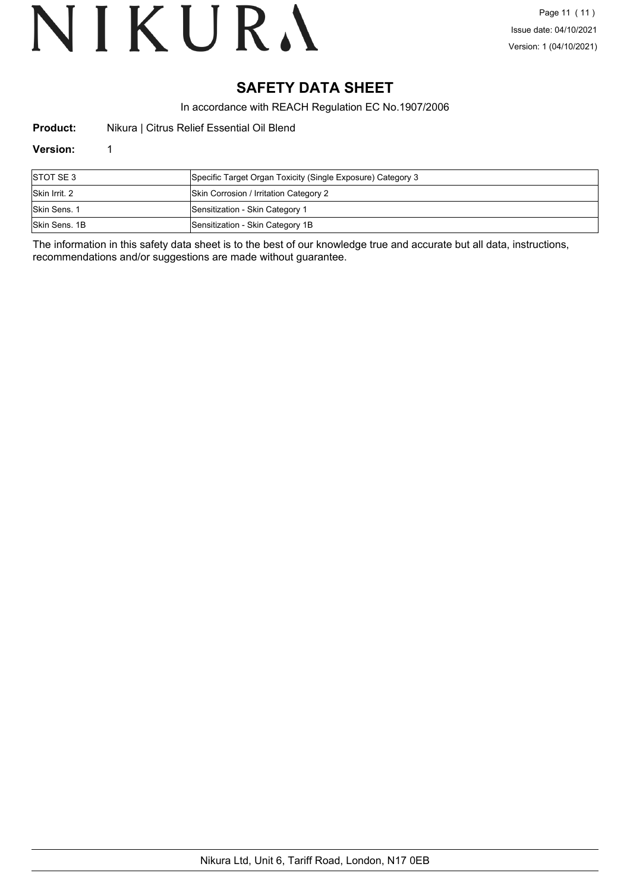# SAFETY DATA SHEET

In accordance with REACH Regulation EC No.1907/2006

**Product:** Nikura | Citrus Relief Essential Oil Blend

**Version:** 1

| | |
|---|---|
| STOT SE 3 | Specific Target Organ Toxicity (Single Exposure) Category 3 |
| Skin Irrit. 2 | Skin Corrosion / Irritation Category 2 |
| Skin Sens. 1 | Sensitization - Skin Category 1 |
| Skin Sens. 1B | Sensitization - Skin Category 1B |

The information in this safety data sheet is to the best of our knowledge true and accurate but all data, instructions, recommendations and/or suggestions are made without guarantee.